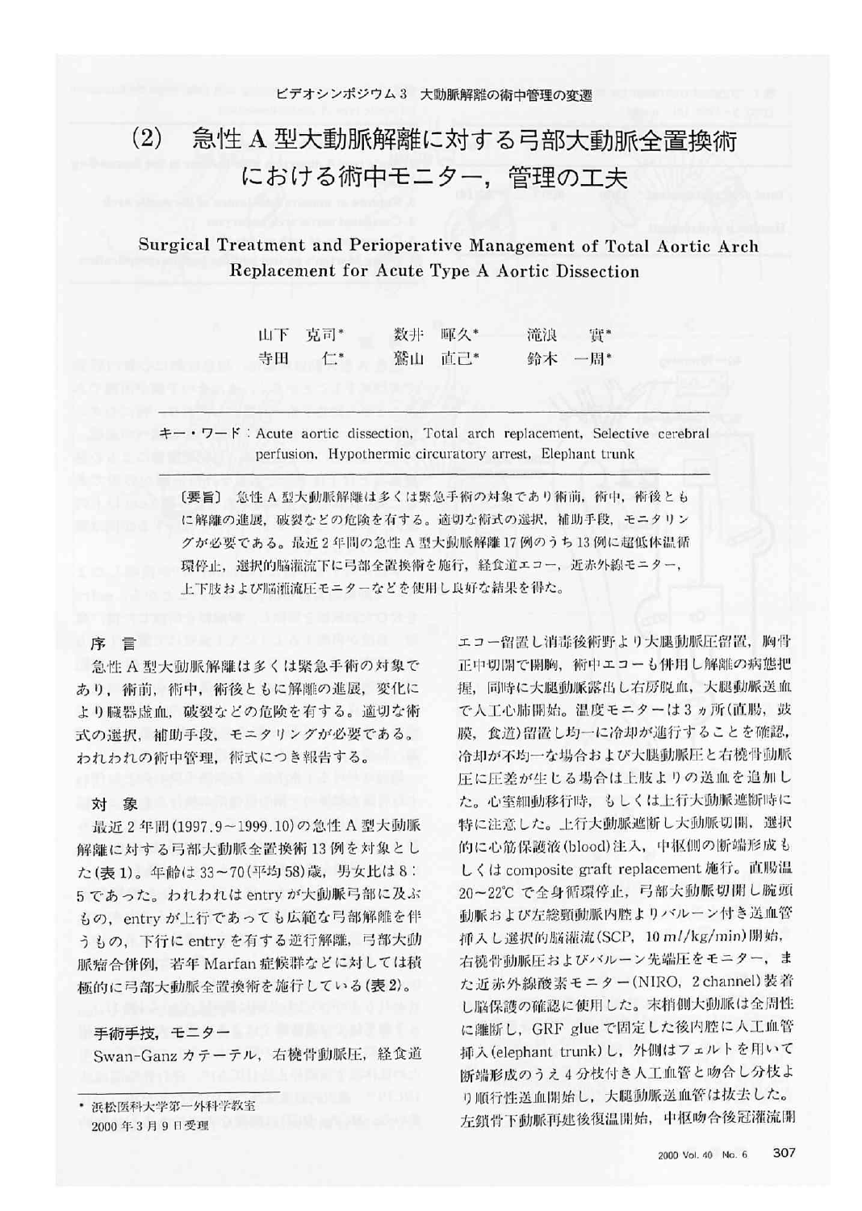ビデオシンポジウム 3　大動脈解離の術中管理の変遷

# (2)　急性 A 型大動脈解離に対する弓部大動脈全置換術における術中モニター，管理の工夫

## Surgical Treatment and Perioperative Management of Total Aortic Arch Replacement for Acute Type A Aortic Dissection

山下　克司*　数井　暉久*　滝浪　實*
寺田　仁*　鷲山　直己*　鈴木　一周*

キー・ワード：Acute aortic dissection, Total arch replacement, Selective cerebral perfusion, Hypothermic circulatory arrest, Elephant trunk

〔要旨〕　急性 A 型大動脈解離は多くは緊急手術の対象であり術前，術中，術後ともに解離の進展，破裂などの危険を有する。適切な術式の選択，補助手段，モニタリングが必要である。最近 2 年間の急性 A 型大動脈解離 17 例のうち 13 例に超低体温循環停止，選択的脳灌流下に弓部全置換術を施行，経食道エコー，近赤外線モニター，上下肢および脳灌流圧モニターなどを使用し良好な結果を得た。

### 序　言

急性 A 型大動脈解離は多くは緊急手術の対象であり，術前，術中，術後ともに解離の進展，変化により臓器虚血，破裂などの危険を有する。適切な術式の選択，補助手段，モニタリングが必要である。われわれの術中管理，術式につき報告する。

### 対　象

最近 2 年間(1997.9～1999.10)の急性 A 型大動脈解離に対する弓部大動脈全置換術 13 例を対象とした(表 1)。年齢は 33～70(平均 58)歳，男女比は 8：5 であった。われわれは entry が大動脈弓部に及ぶもの，entry が上行であっても広範な弓部解離を伴うもの，下行に entry を有する逆行解離，弓部大動脈瘤合併例，若年 Marfan 症候群などに対しては積極的に弓部大動脈全置換術を施行している(表 2)。

### 手術手技，モニター

Swan-Ganz カテーテル，右橈骨動脈圧，経食道エコー留置し消毒後術野より大腿動脈圧留置，胸骨正中切開で開胸，術中エコーも併用し解離の病態把握，同時に大腿動脈露出し右房脱血，大腿動脈送血で人工心肺開始。温度モニターは 3 ヵ所(直腸，鼓膜，食道)留置し均一に冷却が進行することを確認，冷却が不均一な場合および大腿動脈圧と右橈骨動脈圧に圧差が生じる場合は上肢よりの送血を追加した。心室細動移行時，もしくは上行大動脈遮断時に特に注意した。上行大動脈遮断し大動脈切開，選択的に心筋保護液(blood)注入，中枢側の断端形成もしくは composite graft replacement 施行。直腸温 20～22℃ で全身循環停止，弓部大動脈切開し腕頭動脈および左総頸動脈内腔よりバルーン付き送血管挿入し選択的脳灌流(SCP，10 m*l*/kg/min)開始，右橈骨動脈圧およびバルーン先端圧をモニター，また近赤外線酸素モニター(NIRO，2 channel)装着し脳保護の確認に使用した。末梢側大動脈は全周性に離断し，GRF glue で固定した偽腔に人工血管挿入(elephant trunk)し，外側はフェルトを用いて断端形成のうえ 4 分枝付き人工血管と吻合し分枝より順行性送血開始し，大腿動脈送血管は抜去した。左鎖骨下動脈再建後復温開始，中枢吻合後冠灌流開

\* 浜松医科大学第一外科学教室
2000 年 3 月 9 日受理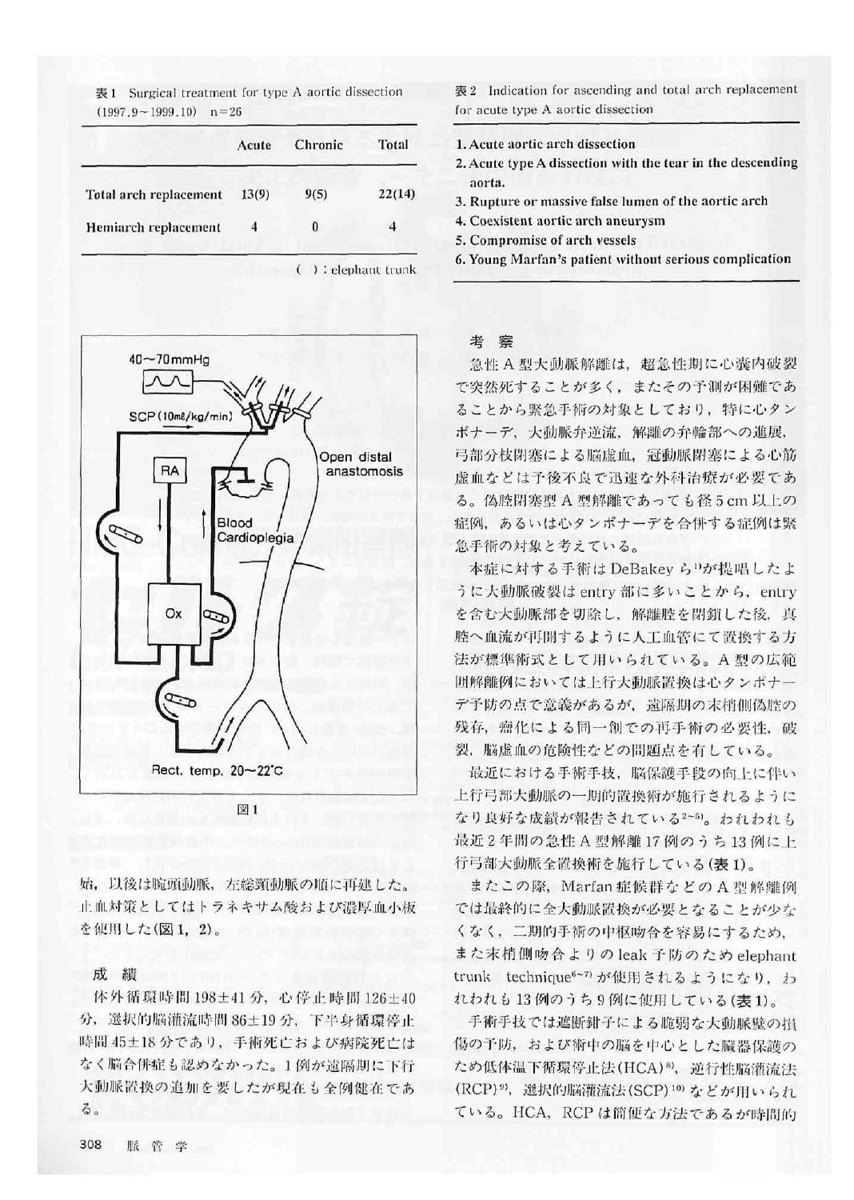表1 Surgical treatment for type A aortic dissection (1997.9～1999.10) n=26

| | Acute | Chronic | Total |
|---|---|---|---|
| Total arch replacement | 13(9) | 9(5) | 22(14) |
| Hemiarch replacement | 4 | 0 | 4 |

( ) : elephant trunk

表2 Indication for ascending and total arch replacement for acute type A aortic dissection

1. Acute aortic arch dissection
2. Acute type A dissection with the tear in the descending aorta.
3. Rupture or massive false lumen of the aortic arch
4. Coexistent aortic arch aneurysm
5. Compromise of arch vessels
6. Young Marfan's patient without serious complication

40～70mmHg
SCP (10mℓ/kg/min)
RA
Ox
Blood Cardioplegia
Open distal anastomosis
Rect. temp. 20～22℃

図1

始，以後は腕頭動脈，左総頸動脈の順に再建した。止血対策としてはトラネキサム酸および濃厚血小板を使用した(図1，2)。

## 成 績

体外循環時間198±41分，心停止時間126±40分，選択的脳灌流時間86±19分，下半身循環停止時間45±18分であり，手術死亡および病院死亡はなく脳合併症も認めなかった。1例が遠隔期に下行大動脈置換の追加を要したが現在も全例健在である。

## 考 察

急性A型大動脈解離は，超急性期に心嚢内破裂で突然死することが多く，またその予測が困難であることから緊急手術の対象としており，特に心タンポナーデ，大動脈弁逆流，解離の弁輪部への進展，弓部分枝閉塞による脳虚血，冠動脈閉塞による心筋虚血などは予後不良で迅速な外科治療が必要である。偽腔閉塞型A型解離であっても径5 cm以上の症例，あるいは心タンポナーデを合併する症例は緊急手術の対象と考えている。

本症に対する手術はDeBakeyら[1]が提唱したように大動脈破裂はentry部に多いことから，entryを含む大動脈部を切除し，解離腔を閉鎖した後，真腔へ血流が再開するように人工血管にて置換する方法が標準術式として用いられている。A型の広範囲解離例においては上行大動脈置換は心タンポナーデ予防の点で意義があるが，遠隔期の末梢側偽腔の残存，瘤化による同一創での再手術の必要性，破裂，脳虚血の危険性などの問題点を有している。

最近における手術手技，脳保護手段の向上に伴い上行弓部大動脈の一期的置換術が施行されるようになり良好な成績が報告されている[2~5]。われわれも最近2年間の急性A型解離17例のうち13例に上行弓部大動脈全置換術を施行している(表1)。

またこの際，Marfan症候群などのA型解離例では最終的に全大動脈置換が必要となることが少なくなく，二期的手術の中枢吻合を容易にするため，また末梢側吻合よりのleak予防のためelephant trunk technique[6~7]が使用されるようになり，われわれも13例のうち9例に使用している(表1)。

手術手技では遮断鉗子による脆弱な大動脈壁の損傷の予防，および術中の脳を中心とした臓器保護のため低体温下循環停止法(HCA)[8]，逆行性脳灌流法(RCP)[9]，選択的脳灌流法(SCP)[10]などが用いられている。HCA，RCPは簡便な方法であるが時間的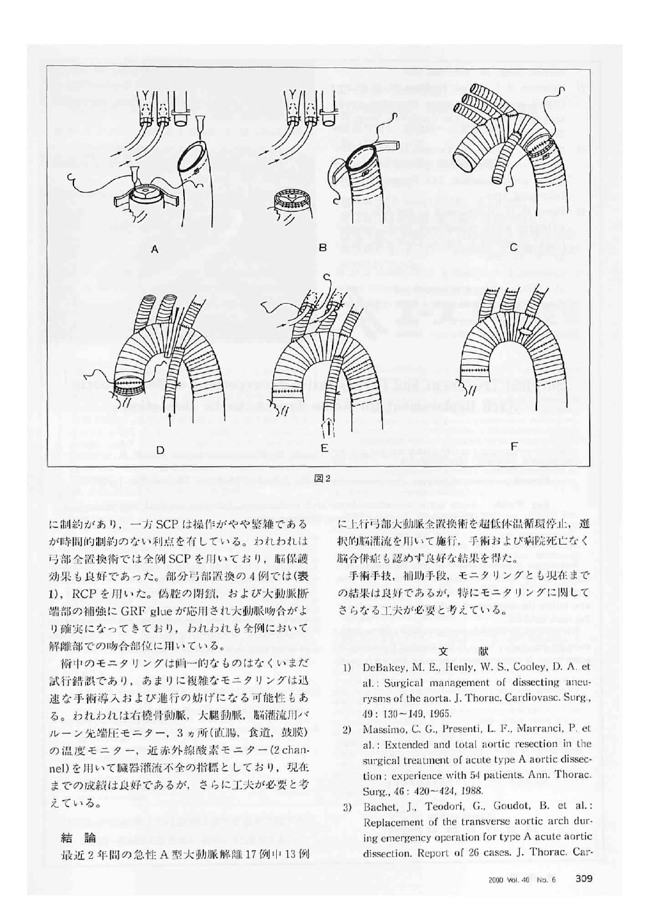図2

に制約があり，一方SCPは操作がやや繁雑であるが時間的制約のない利点を有している。われわれは弓部全置換術では全例SCPを用いており，脳保護効果も良好であった。部分弓部置換の4例では(表1)，RCPを用いた。偽腔の閉鎖，および大動脈断端部の補強にGRF glueが応用され大動脈吻合がより確実になってきており，われわれも全例において解離部での吻合部位に用いている。

術中のモニタリングは画一的なものはなくいまだ試行錯誤であり，あまりに複雑なモニタリングは迅速な手術導入および進行の妨げになる可能性もある。われわれは右橈骨動脈，大腿動脈，脳灌流用バルーン先端圧モニター，3ヵ所(直腸，食道，鼓膜)の温度モニター，近赤外線酸素モニター(2 channel)を用いて臓器灌流不全の指標としており，現在までの成績は良好であるが，さらに工夫が必要と考えている。

## 結　論

最近2年間の急性A型大動脈解離17例中13例に上行弓部大動脈全置換術を超低体温循環停止，選択的脳灌流を用いて施行，手術および病院死亡なく脳合併症も認めず良好な結果を得た。

手術手技，補助手段，モニタリングとも現在までの結果は良好であるが，特にモニタリングに関してさらなる工夫が必要と考えている。

## 文　献

1) DeBakey, M. E., Henly, W. S., Cooley, D. A. et al.: Surgical management of dissecting aneurysms of the aorta. J. Thorac. Cardiovasc. Surg., 49: 130～149, 1965.

2) Massimo, C. G., Presenti, L. F., Marranci, P. et al.: Extended and total aortic resection in the surgical treatment of acute type A aortic dissection: experience with 54 patients. Ann. Thorac. Surg., 46: 420～424, 1988.

3) Bachet, J., Teodori, G., Goudot, B. et al.: Replacement of the transverse aortic arch during emergency operation for type A acute aortic dissection. Report of 26 cases. J. Thorac. Car-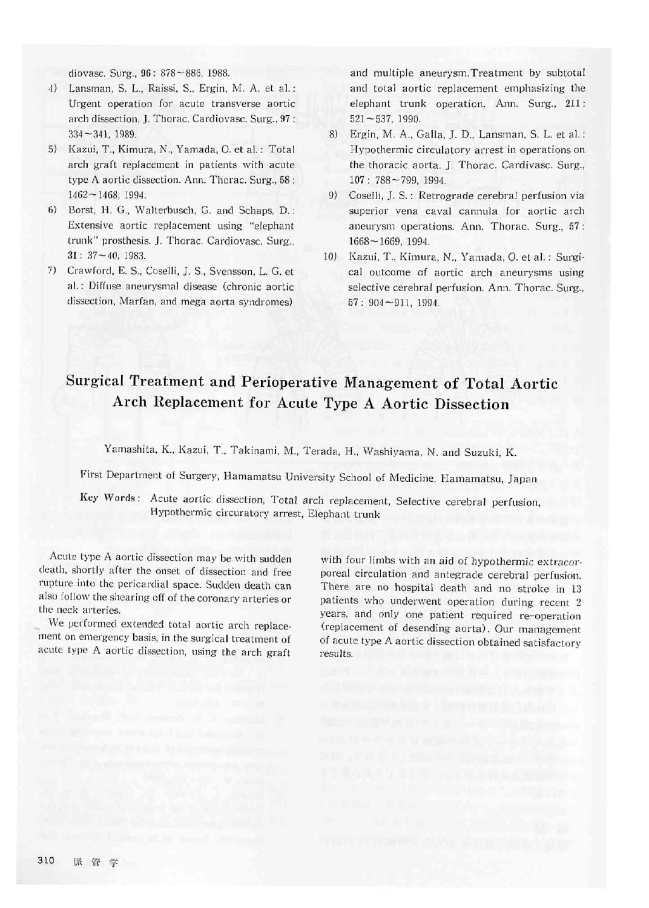diovasc. Surg., 96 : 878～886, 1988.

4) Lansman, S. L., Raissi, S., Ergin, M. A. et al. : Urgent operation for acute transverse aortic arch dissection. J. Thorac. Cardiovasc. Surg., 97 : 334～341, 1989.
5) Kazui, T., Kimura, N., Yamada, O. et al. : Total arch graft replacement in patients with acute type A aortic dissection. Ann. Thorac. Surg., 58 : 1462～1468, 1994.
6) Borst, H. G., Walterbusch, G. and Schaps, D. : Extensive aortic replacement using "elephant trunk" prosthesis. J. Thorac. Cardiovasc. Surg., 31 : 37～40, 1983.
7) Crawford, E. S., Coselli, J. S., Svensson, L. G. et al. : Diffuse aneurysmal disease (chronic aortic dissection, Marfan, and mega aorta syndromes) and multiple aneurysm. Treatment by subtotal and total aortic replacement emphasizing the elephant trunk operation. Ann. Surg., 211 : 521～537, 1990.
8) Ergin, M. A., Galla, J. D., Lansman, S. L. et al. : Hypothermic circulatory arrest in operations on the thoracic aorta. J. Thorac. Cardivasc. Surg., 107 : 788～799, 1994.
9) Coselli, J. S. : Retrograde cerebral perfusion via superior vena caval cannula for aortic arch aneurysm operations. Ann. Thorac. Surg., 57 : 1668～1669, 1994.
10) Kazui, T., Kimura, N., Yamada, O. et al. : Surgical outcome of aortic arch aneurysms using selective cerebral perfusion. Ann. Thorac. Surg., 57 : 904～911, 1994.

## Surgical Treatment and Perioperative Management of Total Aortic Arch Replacement for Acute Type A Aortic Dissection

Yamashita, K., Kazui, T., Takinami, M., Terada, H., Washiyama, N. and Suzuki, K.

First Department of Surgery, Hamamatsu University School of Medicine, Hamamatsu, Japan

**Key Words** : Acute aortic dissection, Total arch replacement, Selective cerebral perfusion, Hypothermic circuratory arrest, Elephant trunk

Acute type A aortic dissection may be with sudden death, shortly after the onset of dissection and free rupture into the pericardial space. Sudden death can also follow the shearing off of the coronary arteries or the neck arteries.

We performed extended total aortic arch replacement on emergency basis, in the surgical treatment of acute type A aortic dissection, using the arch graft with four limbs with an aid of hypothermic extracorporeal circulation and antegrade cerebral perfusion. There are no hospital death and no stroke in 13 patients who underwent operation during recent 2 years, and only one patient required re-operation (replacement of desending aorta). Our management of acute type A aortic dissection obtained satisfactory results.